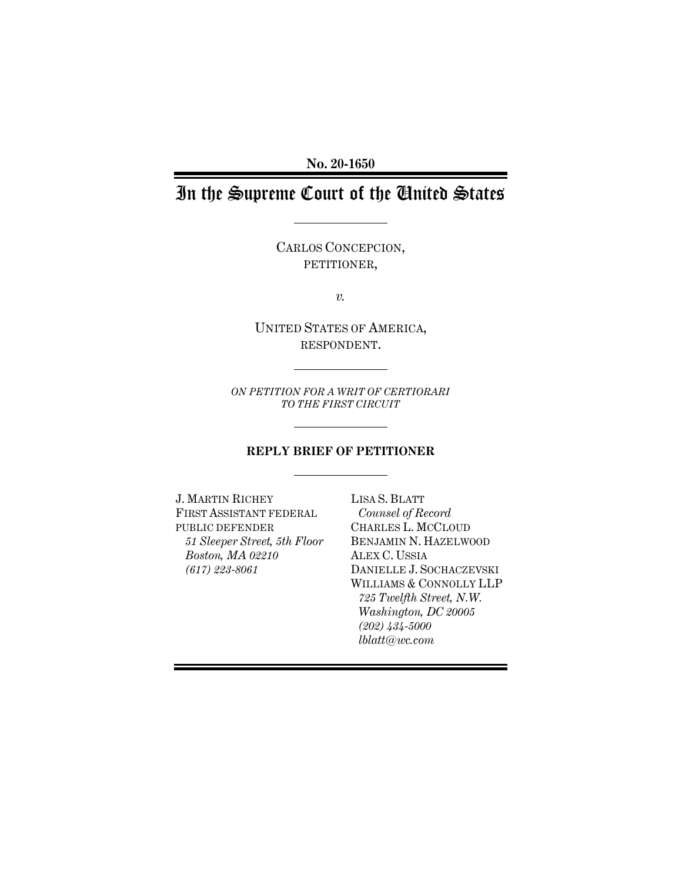**No. 20-1650**

# In the Supreme Court of the United States

CARLOS CONCEPCION,
PETITIONER,

*v.*

UNITED STATES OF AMERICA,
RESPONDENT.

*ON PETITION FOR A WRIT OF CERTIORARI*
*TO THE FIRST CIRCUIT*

**REPLY BRIEF OF PETITIONER**

J. MARTIN RICHEY
FIRST ASSISTANT FEDERAL
PUBLIC DEFENDER
*51 Sleeper Street, 5th Floor*
*Boston, MA 02210*
*(617) 223-8061*

LISA S. BLATT
*Counsel of Record*
CHARLES L. MCCLOUD
BENJAMIN N. HAZELWOOD
ALEX C. USSIA
DANIELLE J. SOCHACZEVSKI
WILLIAMS & CONNOLLY LLP
*725 Twelfth Street, N.W.*
*Washington, DC 20005*
*(202) 434-5000*
*lblatt@wc.com*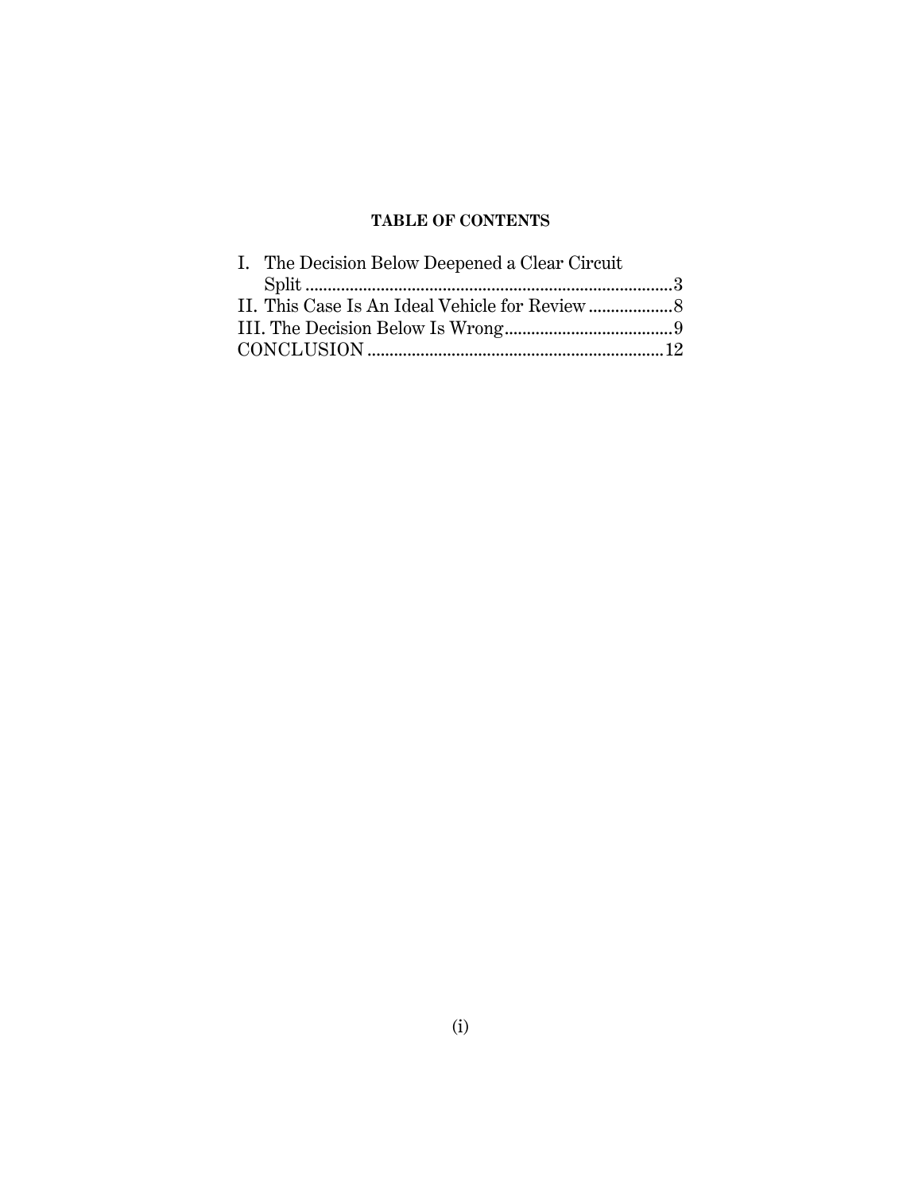**TABLE OF CONTENTS**

I. The Decision Below Deepened a Clear Circuit Split .....3

II. This Case Is An Ideal Vehicle for Review .....8

III. The Decision Below Is Wrong .....9

CONCLUSION .....12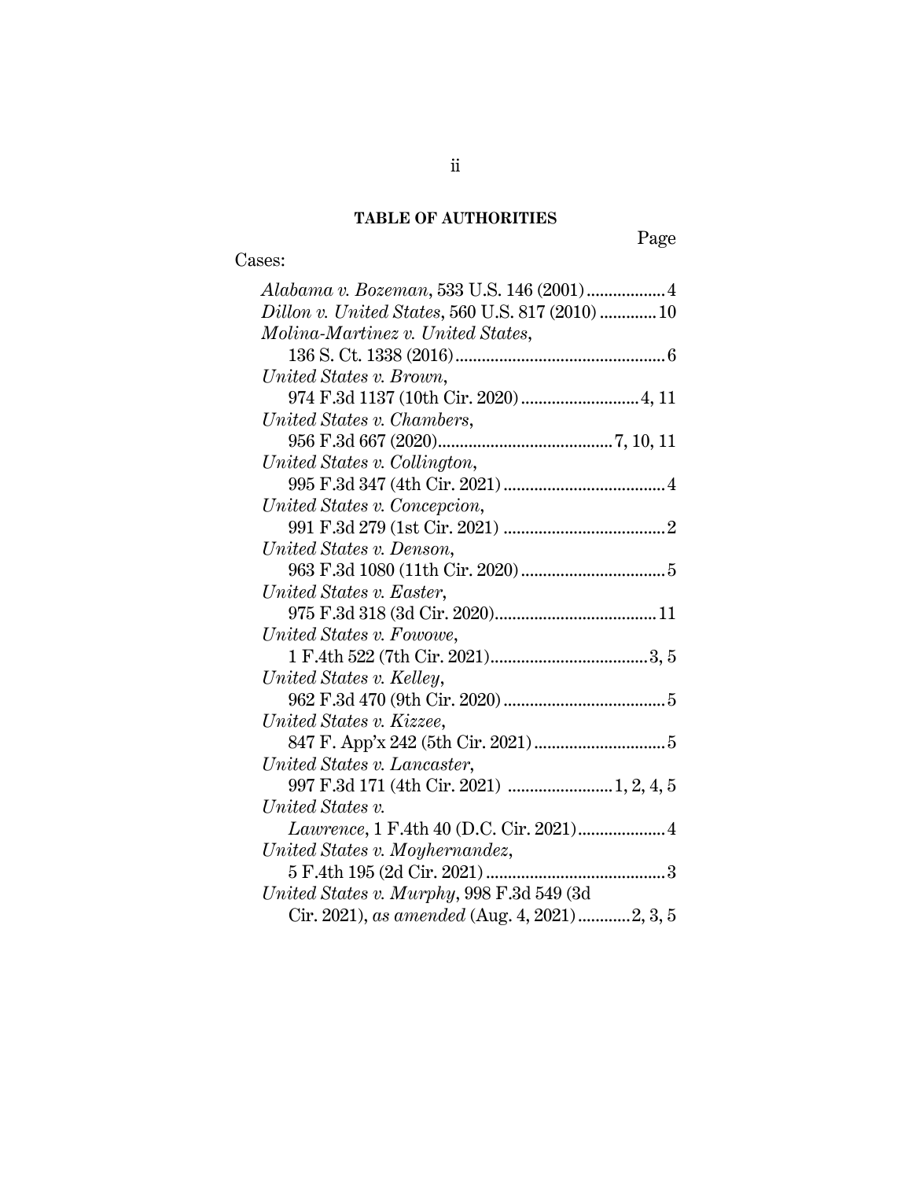## TABLE OF AUTHORITIES

Page

Cases:

*Alabama v. Bozeman*, 533 U.S. 146 (2001) .................. 4

*Dillon v. United States*, 560 U.S. 817 (2010) ............. 10

*Molina-Martinez v. United States*, 136 S. Ct. 1338 (2016) ................................................ 6

*United States v. Brown*, 974 F.3d 1137 (10th Cir. 2020) ........................... 4, 11

*United States v. Chambers*, 956 F.3d 667 (2020) ........................................ 7, 10, 11

*United States v. Collington*, 995 F.3d 347 (4th Cir. 2021) ..................................... 4

*United States v. Concepcion*, 991 F.3d 279 (1st Cir. 2021) ..................................... 2

*United States v. Denson*, 963 F.3d 1080 (11th Cir. 2020) ................................. 5

*United States v. Easter*, 975 F.3d 318 (3d Cir. 2020) ..................................... 11

*United States v. Fowowe*, 1 F.4th 522 (7th Cir. 2021) .................................... 3, 5

*United States v. Kelley*, 962 F.3d 470 (9th Cir. 2020) ..................................... 5

*United States v. Kizzee*, 847 F. App'x 242 (5th Cir. 2021) .............................. 5

*United States v. Lancaster*, 997 F.3d 171 (4th Cir. 2021) ........................ 1, 2, 4, 5

*United States v. Lawrence*, 1 F.4th 40 (D.C. Cir. 2021) .................... 4

*United States v. Moyhernandez*, 5 F.4th 195 (2d Cir. 2021) ......................................... 3

*United States v. Murphy*, 998 F.3d 549 (3d Cir. 2021), *as amended* (Aug. 4, 2021) ............ 2, 3, 5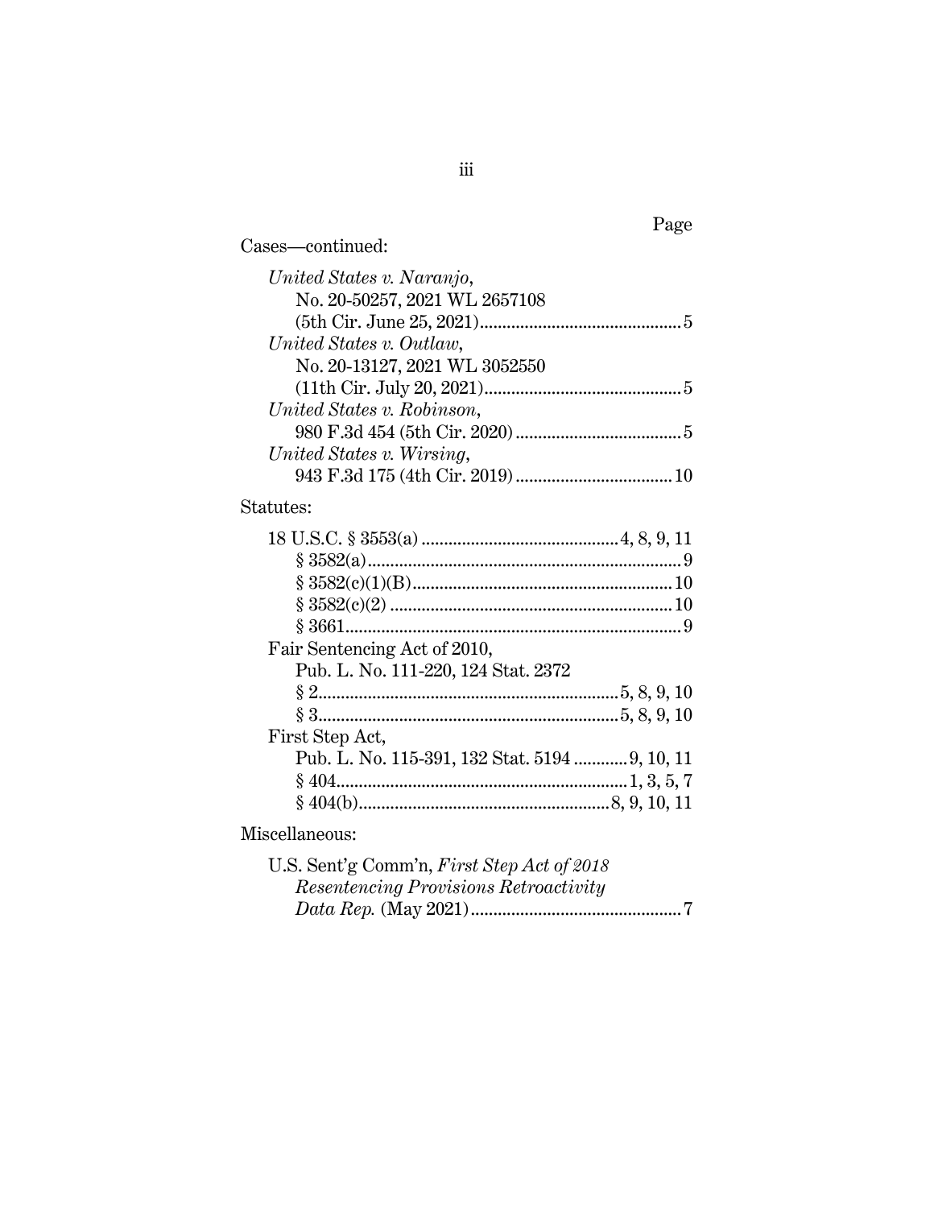Page

Cases—continued:

*United States v. Naranjo*, No. 20-50257, 2021 WL 2657108 (5th Cir. June 25, 2021) ............................................ 5

*United States v. Outlaw*, No. 20-13127, 2021 WL 3052550 (11th Cir. July 20, 2021) ........................................... 5

*United States v. Robinson*, 980 F.3d 454 (5th Cir. 2020) ..................................... 5

*United States v. Wirsing*, 943 F.3d 175 (4th Cir. 2019) .................................. 10

Statutes:

18 U.S.C. § 3553(a) ........................................... 4, 8, 9, 11

§ 3582(a) ..................................................................... 9

§ 3582(c)(1)(B) ......................................................... 10

§ 3582(c)(2) .............................................................. 10

§ 3661 .......................................................................... 9

Fair Sentencing Act of 2010, Pub. L. No. 111-220, 124 Stat. 2372

§ 2 .................................................................. 5, 8, 9, 10

§ 3 .................................................................. 5, 8, 9, 10

First Step Act, Pub. L. No. 115-391, 132 Stat. 5194 ............ 9, 10, 11

§ 404 ................................................................. 1, 3, 5, 7

§ 404(b) ........................................................ 8, 9, 10, 11

Miscellaneous:

U.S. Sent'g Comm'n, *First Step Act of 2018 Resentencing Provisions Retroactivity Data Rep.* (May 2021) .............................................. 7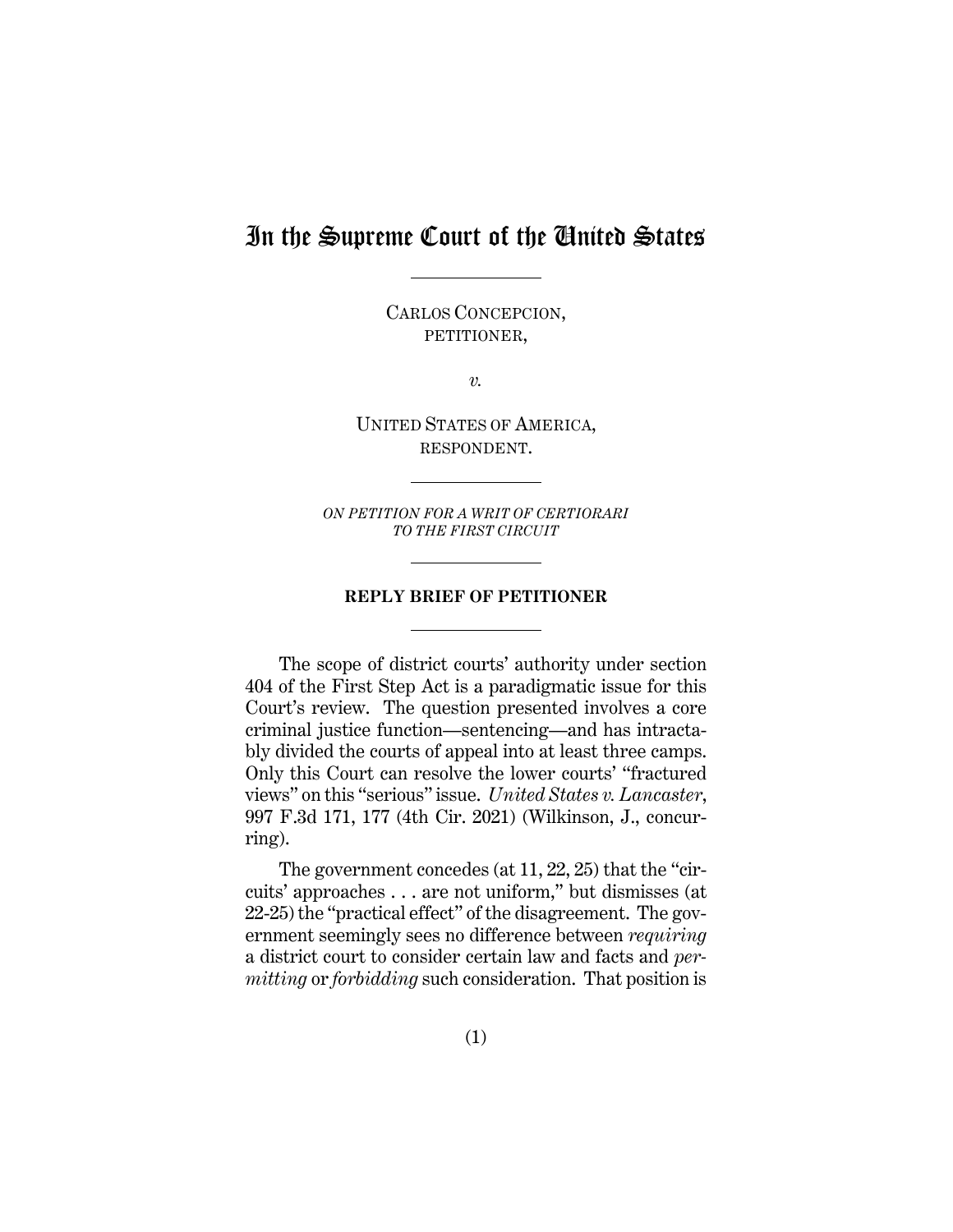# In the Supreme Court of the United States

CARLOS CONCEPCION,
PETITIONER,

*v.*

UNITED STATES OF AMERICA,
RESPONDENT.

*ON PETITION FOR A WRIT OF CERTIORARI TO THE FIRST CIRCUIT*

**REPLY BRIEF OF PETITIONER**

The scope of district courts' authority under section 404 of the First Step Act is a paradigmatic issue for this Court's review. The question presented involves a core criminal justice function—sentencing—and has intractably divided the courts of appeal into at least three camps. Only this Court can resolve the lower courts' "fractured views" on this "serious" issue. *United States v. Lancaster*, 997 F.3d 171, 177 (4th Cir. 2021) (Wilkinson, J., concurring).

The government concedes (at 11, 22, 25) that the "circuits' approaches . . . are not uniform," but dismisses (at 22-25) the "practical effect" of the disagreement. The government seemingly sees no difference between *requiring* a district court to consider certain law and facts and *permitting* or *forbidding* such consideration. That position is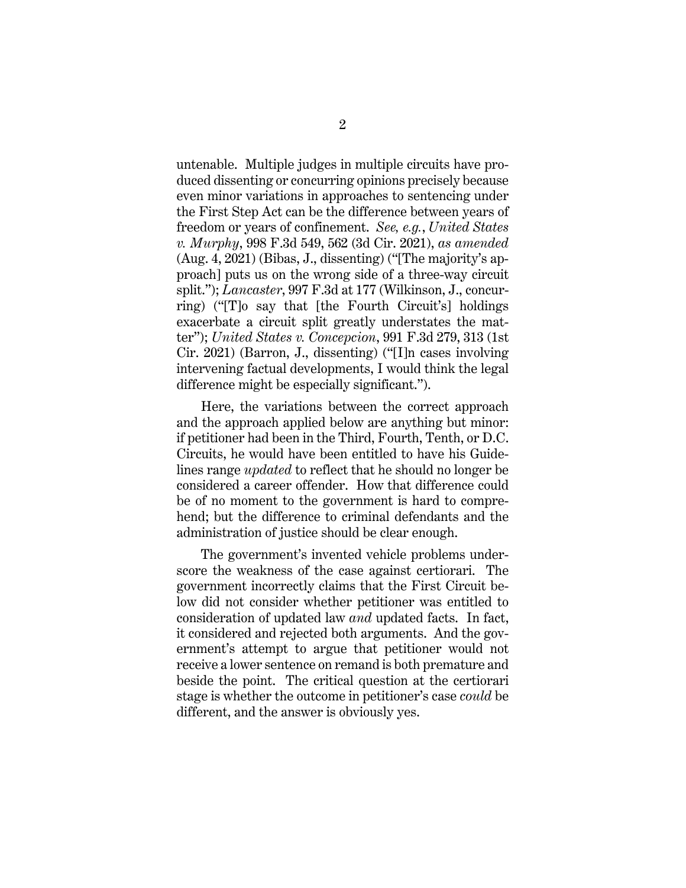untenable. Multiple judges in multiple circuits have produced dissenting or concurring opinions precisely because even minor variations in approaches to sentencing under the First Step Act can be the difference between years of freedom or years of confinement. *See, e.g.*, *United States v. Murphy*, 998 F.3d 549, 562 (3d Cir. 2021), *as amended* (Aug. 4, 2021) (Bibas, J., dissenting) ("[The majority's approach] puts us on the wrong side of a three-way circuit split."); *Lancaster*, 997 F.3d at 177 (Wilkinson, J., concurring) ("[T]o say that [the Fourth Circuit's] holdings exacerbate a circuit split greatly understates the matter"); *United States v. Concepcion*, 991 F.3d 279, 313 (1st Cir. 2021) (Barron, J., dissenting) ("[I]n cases involving intervening factual developments, I would think the legal difference might be especially significant.").

Here, the variations between the correct approach and the approach applied below are anything but minor: if petitioner had been in the Third, Fourth, Tenth, or D.C. Circuits, he would have been entitled to have his Guidelines range *updated* to reflect that he should no longer be considered a career offender. How that difference could be of no moment to the government is hard to comprehend; but the difference to criminal defendants and the administration of justice should be clear enough.

The government's invented vehicle problems underscore the weakness of the case against certiorari. The government incorrectly claims that the First Circuit below did not consider whether petitioner was entitled to consideration of updated law *and* updated facts. In fact, it considered and rejected both arguments. And the government's attempt to argue that petitioner would not receive a lower sentence on remand is both premature and beside the point. The critical question at the certiorari stage is whether the outcome in petitioner's case *could* be different, and the answer is obviously yes.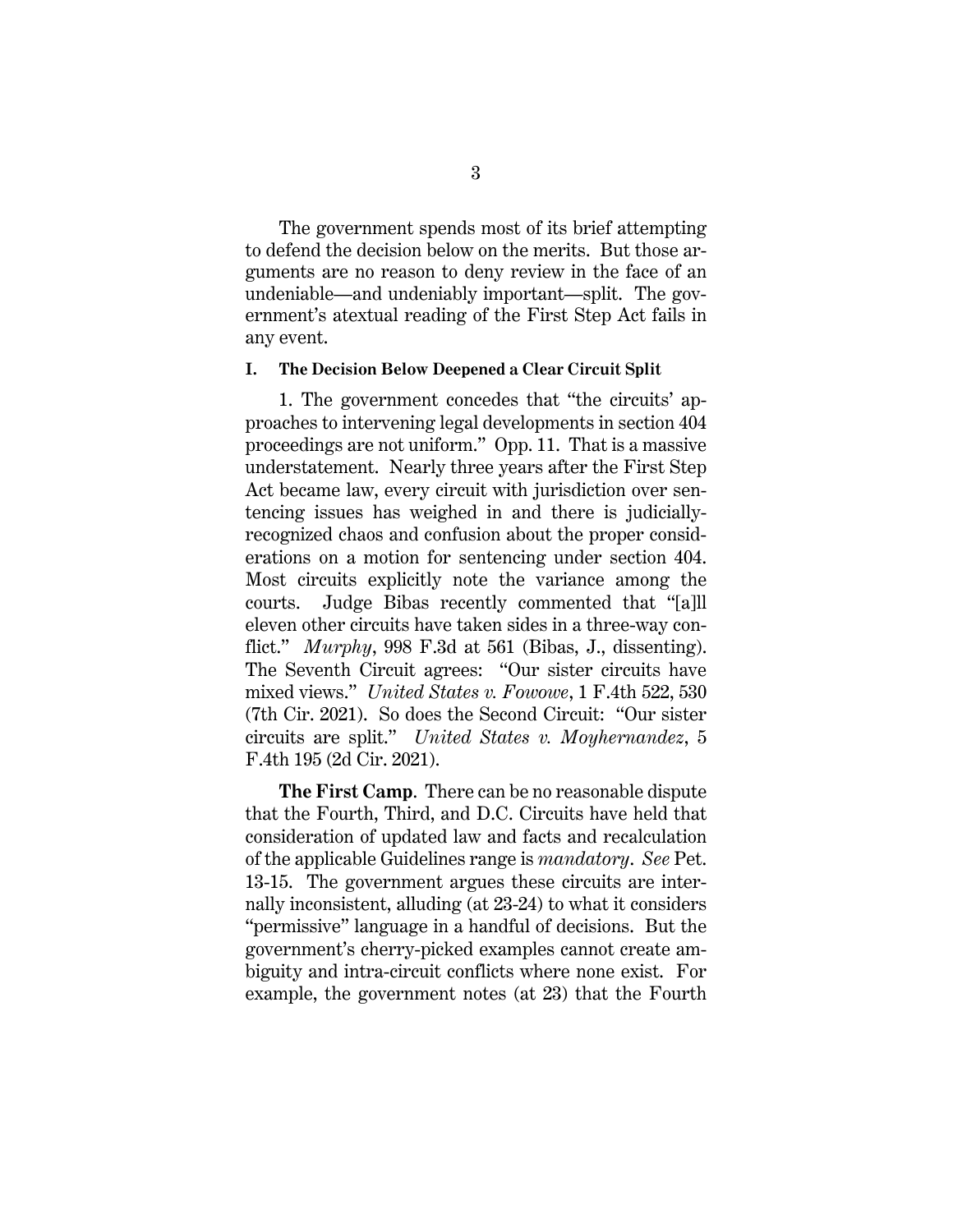The government spends most of its brief attempting to defend the decision below on the merits. But those arguments are no reason to deny review in the face of an undeniable—and undeniably important—split. The government's atextual reading of the First Step Act fails in any event.

## I. The Decision Below Deepened a Clear Circuit Split

1. The government concedes that "the circuits' approaches to intervening legal developments in section 404 proceedings are not uniform." Opp. 11. That is a massive understatement. Nearly three years after the First Step Act became law, every circuit with jurisdiction over sentencing issues has weighed in and there is judicially-recognized chaos and confusion about the proper considerations on a motion for sentencing under section 404. Most circuits explicitly note the variance among the courts. Judge Bibas recently commented that "[a]ll eleven other circuits have taken sides in a three-way conflict." *Murphy*, 998 F.3d at 561 (Bibas, J., dissenting). The Seventh Circuit agrees: "Our sister circuits have mixed views." *United States v. Fowowe*, 1 F.4th 522, 530 (7th Cir. 2021). So does the Second Circuit: "Our sister circuits are split." *United States v. Moyhernandez*, 5 F.4th 195 (2d Cir. 2021).

**The First Camp**. There can be no reasonable dispute that the Fourth, Third, and D.C. Circuits have held that consideration of updated law and facts and recalculation of the applicable Guidelines range is *mandatory*. *See* Pet. 13-15. The government argues these circuits are internally inconsistent, alluding (at 23-24) to what it considers "permissive" language in a handful of decisions. But the government's cherry-picked examples cannot create ambiguity and intra-circuit conflicts where none exist. For example, the government notes (at 23) that the Fourth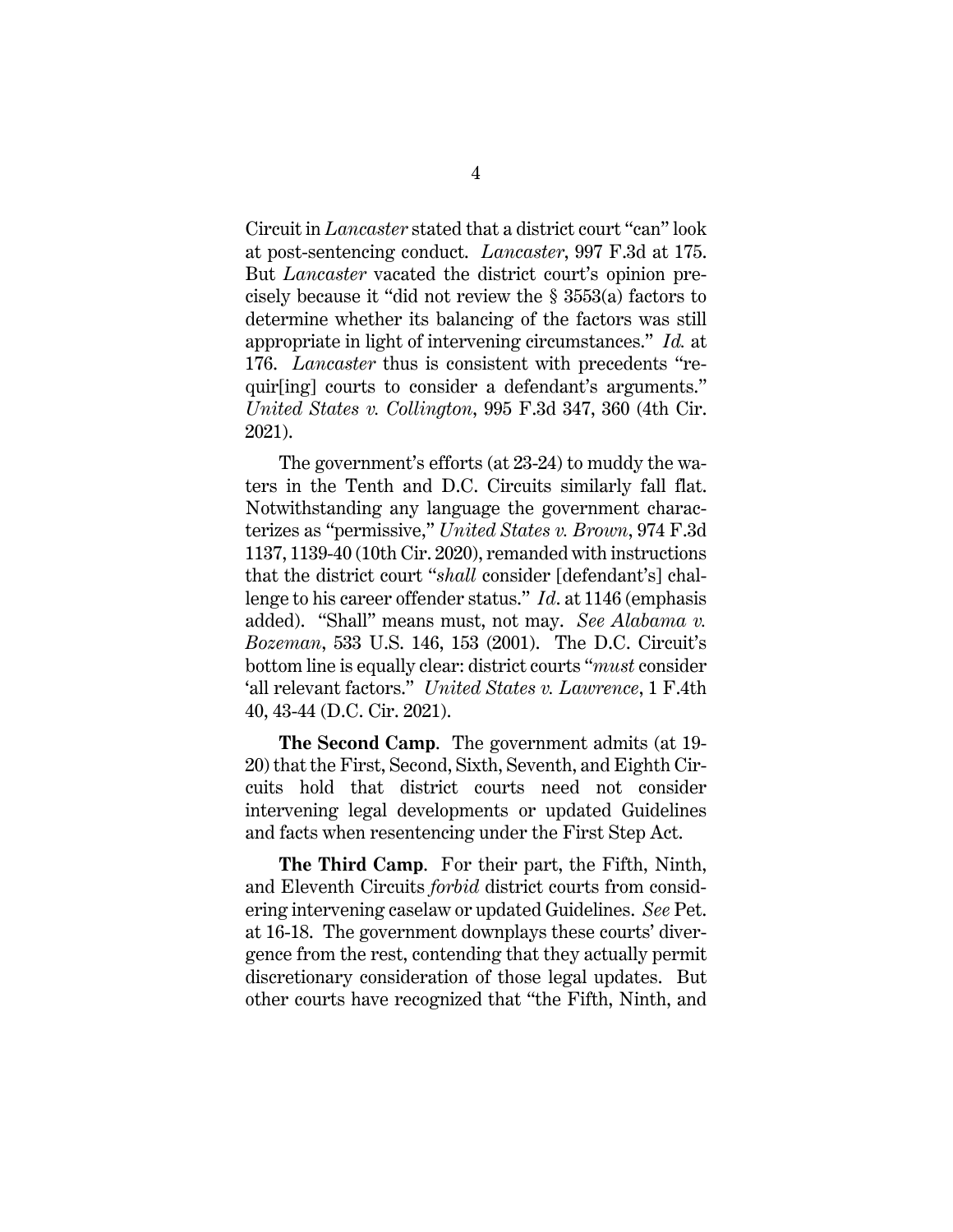Circuit in *Lancaster* stated that a district court "can" look at post-sentencing conduct. *Lancaster*, 997 F.3d at 175. But *Lancaster* vacated the district court's opinion precisely because it "did not review the § 3553(a) factors to determine whether its balancing of the factors was still appropriate in light of intervening circumstances." *Id.* at 176. *Lancaster* thus is consistent with precedents "requir[ing] courts to consider a defendant's arguments." *United States v. Collington*, 995 F.3d 347, 360 (4th Cir. 2021).

The government's efforts (at 23-24) to muddy the waters in the Tenth and D.C. Circuits similarly fall flat. Notwithstanding any language the government characterizes as "permissive," *United States v. Brown*, 974 F.3d 1137, 1139-40 (10th Cir. 2020), remanded with instructions that the district court "*shall* consider [defendant's] challenge to his career offender status." *Id*. at 1146 (emphasis added). "Shall" means must, not may. *See Alabama v. Bozeman*, 533 U.S. 146, 153 (2001). The D.C. Circuit's bottom line is equally clear: district courts "*must* consider 'all relevant factors." *United States v. Lawrence*, 1 F.4th 40, 43-44 (D.C. Cir. 2021).

**The Second Camp**. The government admits (at 19-20) that the First, Second, Sixth, Seventh, and Eighth Circuits hold that district courts need not consider intervening legal developments or updated Guidelines and facts when resentencing under the First Step Act.

**The Third Camp**. For their part, the Fifth, Ninth, and Eleventh Circuits *forbid* district courts from considering intervening caselaw or updated Guidelines. *See* Pet. at 16-18. The government downplays these courts' divergence from the rest, contending that they actually permit discretionary consideration of those legal updates. But other courts have recognized that "the Fifth, Ninth, and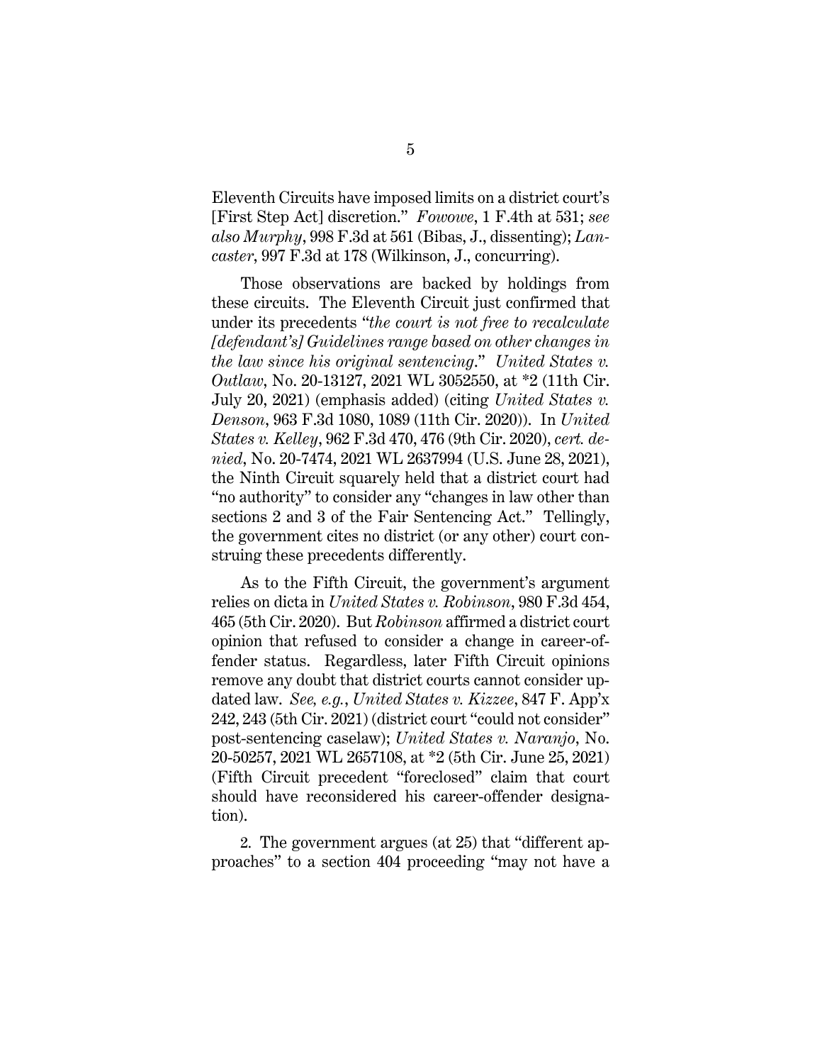Eleventh Circuits have imposed limits on a district court's [First Step Act] discretion." *Fowowe*, 1 F.4th at 531; *see also Murphy*, 998 F.3d at 561 (Bibas, J., dissenting); *Lancaster*, 997 F.3d at 178 (Wilkinson, J., concurring).

Those observations are backed by holdings from these circuits. The Eleventh Circuit just confirmed that under its precedents "*the court is not free to recalculate [defendant's] Guidelines range based on other changes in the law since his original sentencing*." *United States v. Outlaw*, No. 20-13127, 2021 WL 3052550, at *2 (11th Cir. July 20, 2021) (emphasis added) (citing *United States v. Denson*, 963 F.3d 1080, 1089 (11th Cir. 2020)). In *United States v. Kelley*, 962 F.3d 470, 476 (9th Cir. 2020), *cert. denied*, No. 20-7474, 2021 WL 2637994 (U.S. June 28, 2021), the Ninth Circuit squarely held that a district court had "no authority" to consider any "changes in law other than sections 2 and 3 of the Fair Sentencing Act." Tellingly, the government cites no district (or any other) court construing these precedents differently.

As to the Fifth Circuit, the government's argument relies on dicta in *United States v. Robinson*, 980 F.3d 454, 465 (5th Cir. 2020). But *Robinson* affirmed a district court opinion that refused to consider a change in career-offender status. Regardless, later Fifth Circuit opinions remove any doubt that district courts cannot consider updated law. *See, e.g.*, *United States v. Kizzee*, 847 F. App'x 242, 243 (5th Cir. 2021) (district court "could not consider" post-sentencing caselaw); *United States v. Naranjo*, No. 20-50257, 2021 WL 2657108, at *2 (5th Cir. June 25, 2021) (Fifth Circuit precedent "foreclosed" claim that court should have reconsidered his career-offender designation).

2. The government argues (at 25) that "different approaches" to a section 404 proceeding "may not have a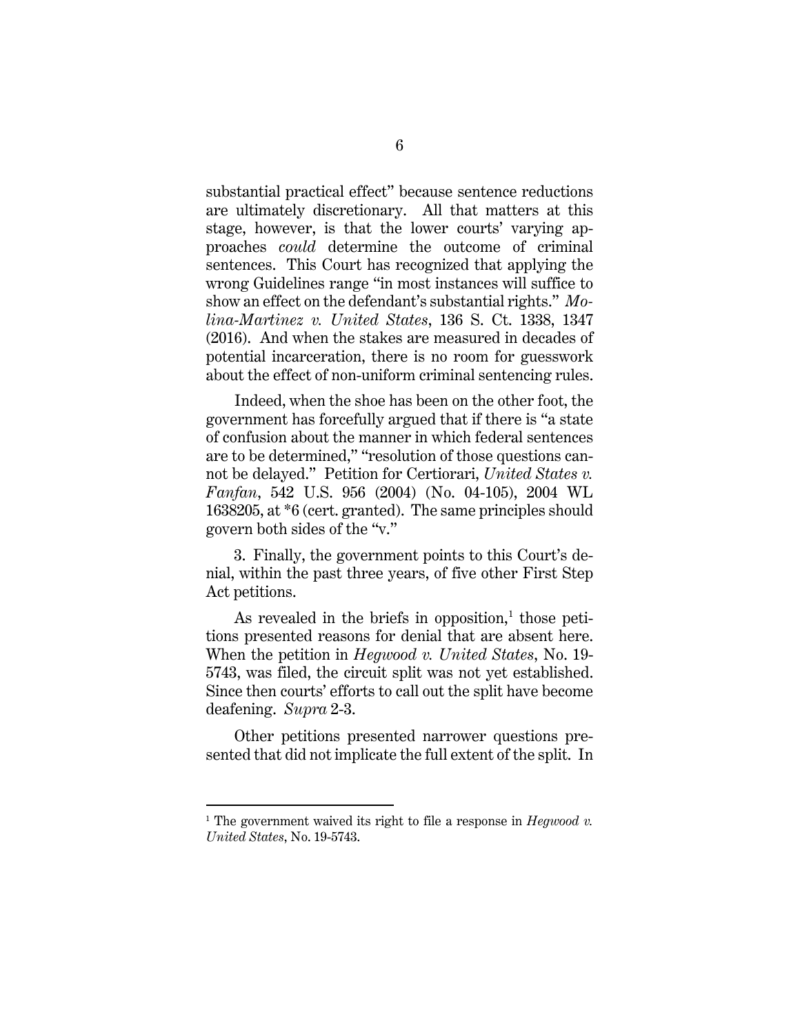substantial practical effect" because sentence reductions are ultimately discretionary. All that matters at this stage, however, is that the lower courts' varying approaches *could* determine the outcome of criminal sentences. This Court has recognized that applying the wrong Guidelines range "in most instances will suffice to show an effect on the defendant's substantial rights." *Molina-Martinez v. United States*, 136 S. Ct. 1338, 1347 (2016). And when the stakes are measured in decades of potential incarceration, there is no room for guesswork about the effect of non-uniform criminal sentencing rules.

Indeed, when the shoe has been on the other foot, the government has forcefully argued that if there is "a state of confusion about the manner in which federal sentences are to be determined," "resolution of those questions cannot be delayed." Petition for Certiorari, *United States v. Fanfan*, 542 U.S. 956 (2004) (No. 04-105), 2004 WL 1638205, at *6 (cert. granted). The same principles should govern both sides of the "v."

3. Finally, the government points to this Court's denial, within the past three years, of five other First Step Act petitions.

As revealed in the briefs in opposition,[1] those petitions presented reasons for denial that are absent here. When the petition in *Hegwood v. United States*, No. 19-5743, was filed, the circuit split was not yet established. Since then courts' efforts to call out the split have become deafening. *Supra* 2-3.

Other petitions presented narrower questions presented that did not implicate the full extent of the split. In

---

[1] The government waived its right to file a response in *Hegwood v. United States*, No. 19-5743.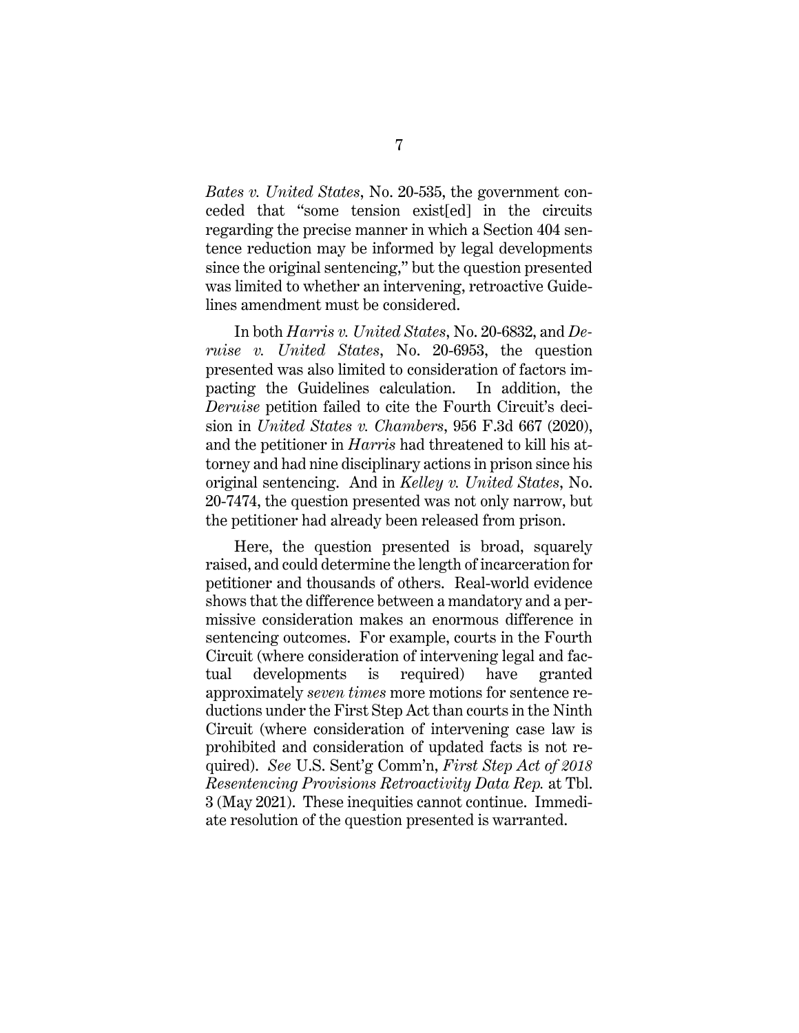*Bates v. United States*, No. 20-535, the government conceded that "some tension exist[ed] in the circuits regarding the precise manner in which a Section 404 sentence reduction may be informed by legal developments since the original sentencing," but the question presented was limited to whether an intervening, retroactive Guidelines amendment must be considered.

In both *Harris v. United States*, No. 20-6832, and *Deruise v. United States*, No. 20-6953, the question presented was also limited to consideration of factors impacting the Guidelines calculation. In addition, the *Deruise* petition failed to cite the Fourth Circuit's decision in *United States v. Chambers*, 956 F.3d 667 (2020), and the petitioner in *Harris* had threatened to kill his attorney and had nine disciplinary actions in prison since his original sentencing. And in *Kelley v. United States*, No. 20-7474, the question presented was not only narrow, but the petitioner had already been released from prison.

Here, the question presented is broad, squarely raised, and could determine the length of incarceration for petitioner and thousands of others. Real-world evidence shows that the difference between a mandatory and a permissive consideration makes an enormous difference in sentencing outcomes. For example, courts in the Fourth Circuit (where consideration of intervening legal and factual developments is required) have granted approximately *seven times* more motions for sentence reductions under the First Step Act than courts in the Ninth Circuit (where consideration of intervening case law is prohibited and consideration of updated facts is not required). *See* U.S. Sent'g Comm'n, *First Step Act of 2018 Resentencing Provisions Retroactivity Data Rep.* at Tbl. 3 (May 2021). These inequities cannot continue. Immediate resolution of the question presented is warranted.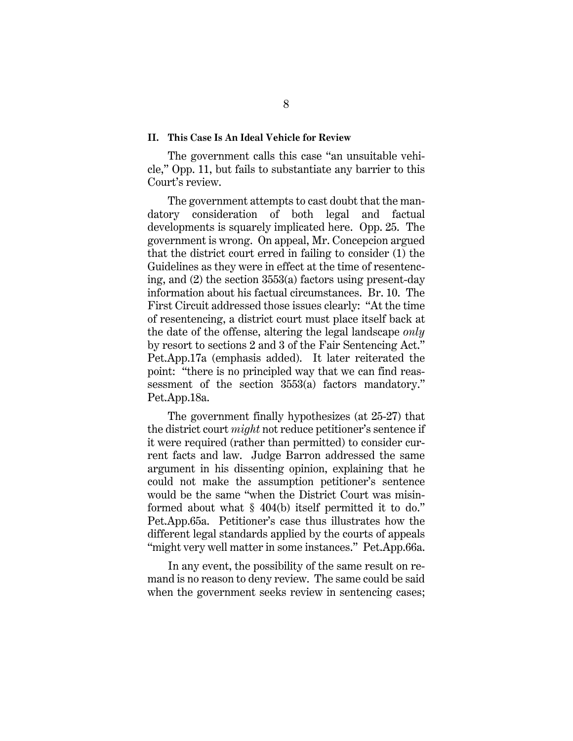## II. This Case Is An Ideal Vehicle for Review

The government calls this case "an unsuitable vehicle," Opp. 11, but fails to substantiate any barrier to this Court's review.

The government attempts to cast doubt that the mandatory consideration of both legal and factual developments is squarely implicated here. Opp. 25. The government is wrong. On appeal, Mr. Concepcion argued that the district court erred in failing to consider (1) the Guidelines as they were in effect at the time of resentencing, and (2) the section 3553(a) factors using present-day information about his factual circumstances. Br. 10. The First Circuit addressed those issues clearly: "At the time of resentencing, a district court must place itself back at the date of the offense, altering the legal landscape *only* by resort to sections 2 and 3 of the Fair Sentencing Act." Pet.App.17a (emphasis added). It later reiterated the point: "there is no principled way that we can find reassessment of the section 3553(a) factors mandatory." Pet.App.18a.

The government finally hypothesizes (at 25-27) that the district court *might* not reduce petitioner's sentence if it were required (rather than permitted) to consider current facts and law. Judge Barron addressed the same argument in his dissenting opinion, explaining that he could not make the assumption petitioner's sentence would be the same "when the District Court was misinformed about what § 404(b) itself permitted it to do." Pet.App.65a. Petitioner's case thus illustrates how the different legal standards applied by the courts of appeals "might very well matter in some instances." Pet.App.66a.

In any event, the possibility of the same result on remand is no reason to deny review. The same could be said when the government seeks review in sentencing cases;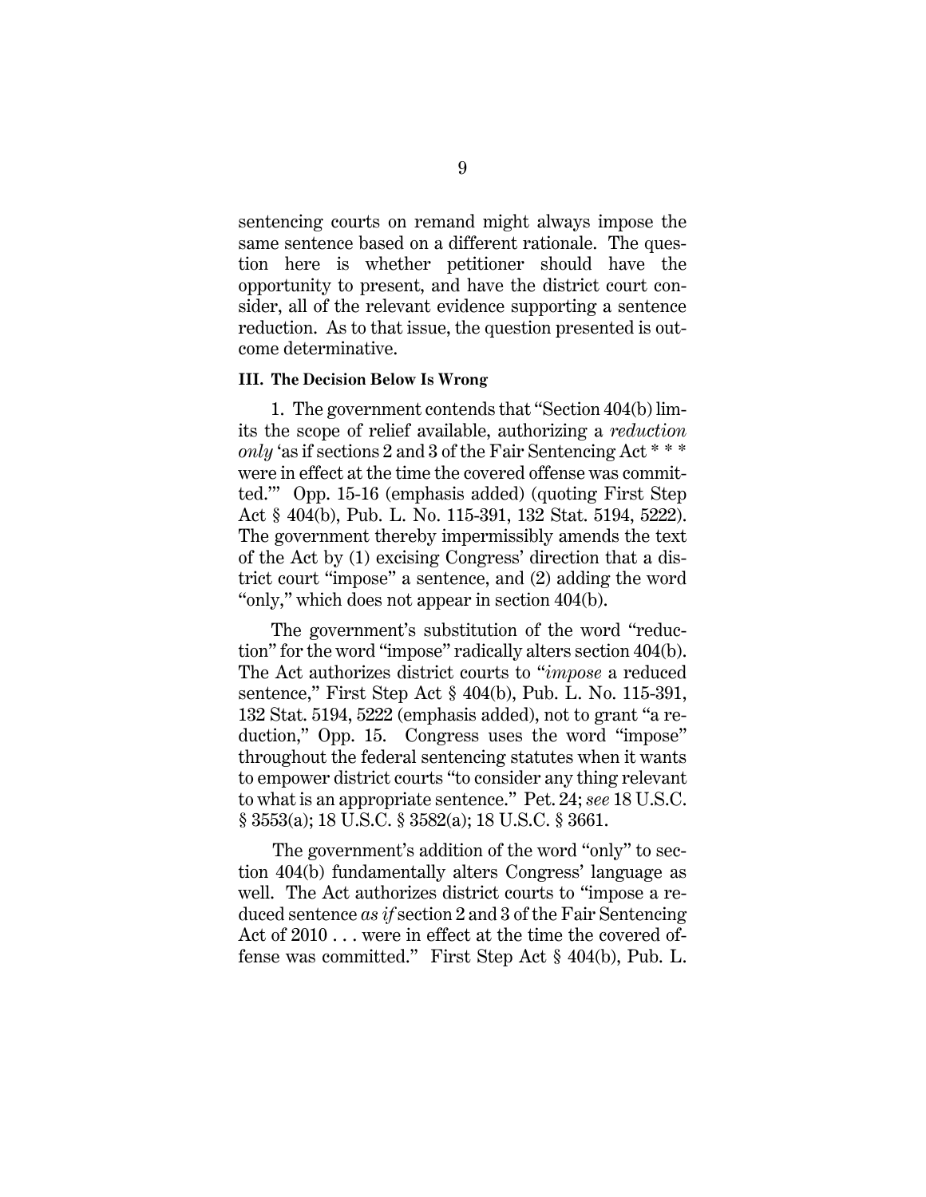sentencing courts on remand might always impose the same sentence based on a different rationale. The question here is whether petitioner should have the opportunity to present, and have the district court consider, all of the relevant evidence supporting a sentence reduction. As to that issue, the question presented is outcome determinative.

### III. The Decision Below Is Wrong

1. The government contends that "Section 404(b) limits the scope of relief available, authorizing a *reduction only* 'as if sections 2 and 3 of the Fair Sentencing Act * * * were in effect at the time the covered offense was committed.'" Opp. 15-16 (emphasis added) (quoting First Step Act § 404(b), Pub. L. No. 115-391, 132 Stat. 5194, 5222). The government thereby impermissibly amends the text of the Act by (1) excising Congress' direction that a district court "impose" a sentence, and (2) adding the word "only," which does not appear in section 404(b).

The government's substitution of the word "reduction" for the word "impose" radically alters section 404(b). The Act authorizes district courts to "*impose* a reduced sentence," First Step Act § 404(b), Pub. L. No. 115-391, 132 Stat. 5194, 5222 (emphasis added), not to grant "a reduction," Opp. 15. Congress uses the word "impose" throughout the federal sentencing statutes when it wants to empower district courts "to consider any thing relevant to what is an appropriate sentence." Pet. 24; *see* 18 U.S.C. § 3553(a); 18 U.S.C. § 3582(a); 18 U.S.C. § 3661.

The government's addition of the word "only" to section 404(b) fundamentally alters Congress' language as well. The Act authorizes district courts to "impose a reduced sentence *as if* section 2 and 3 of the Fair Sentencing Act of 2010 . . . were in effect at the time the covered offense was committed." First Step Act § 404(b), Pub. L.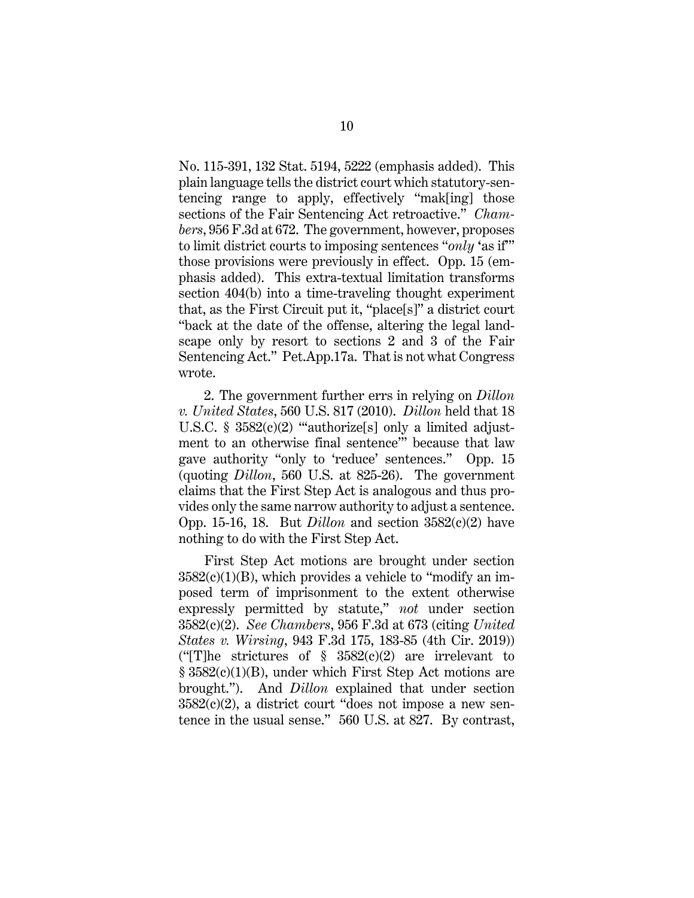No. 115-391, 132 Stat. 5194, 5222 (emphasis added). This plain language tells the district court which statutory-sentencing range to apply, effectively "mak[ing] those sections of the Fair Sentencing Act retroactive." *Chambers*, 956 F.3d at 672. The government, however, proposes to limit district courts to imposing sentences "*only* 'as if'" those provisions were previously in effect. Opp. 15 (emphasis added). This extra-textual limitation transforms section 404(b) into a time-traveling thought experiment that, as the First Circuit put it, "place[s]" a district court "back at the date of the offense, altering the legal landscape only by resort to sections 2 and 3 of the Fair Sentencing Act." Pet.App.17a. That is not what Congress wrote.

2. The government further errs in relying on *Dillon v. United States*, 560 U.S. 817 (2010). *Dillon* held that 18 U.S.C. § 3582(c)(2) "'authorize[s] only a limited adjustment to an otherwise final sentence'" because that law gave authority "only to 'reduce' sentences." Opp. 15 (quoting *Dillon*, 560 U.S. at 825-26). The government claims that the First Step Act is analogous and thus provides only the same narrow authority to adjust a sentence. Opp. 15-16, 18. But *Dillon* and section 3582(c)(2) have nothing to do with the First Step Act.

First Step Act motions are brought under section 3582(c)(1)(B), which provides a vehicle to "modify an imposed term of imprisonment to the extent otherwise expressly permitted by statute," *not* under section 3582(c)(2). *See Chambers*, 956 F.3d at 673 (citing *United States v. Wirsing*, 943 F.3d 175, 183-85 (4th Cir. 2019)) ("[T]he strictures of § 3582(c)(2) are irrelevant to § 3582(c)(1)(B), under which First Step Act motions are brought."). And *Dillon* explained that under section 3582(c)(2), a district court "does not impose a new sentence in the usual sense." 560 U.S. at 827. By contrast,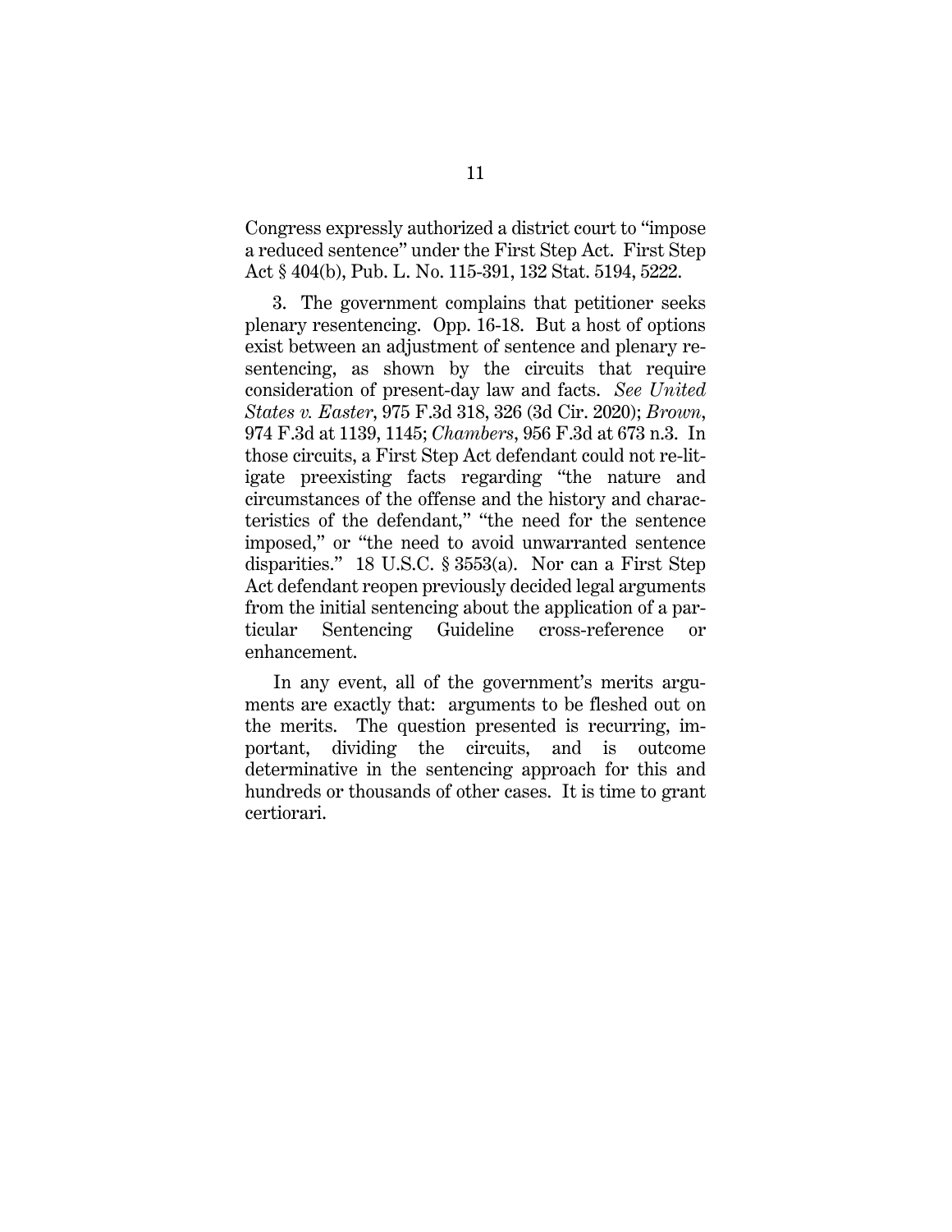Congress expressly authorized a district court to "impose a reduced sentence" under the First Step Act. First Step Act § 404(b), Pub. L. No. 115-391, 132 Stat. 5194, 5222.

3. The government complains that petitioner seeks plenary resentencing. Opp. 16-18. But a host of options exist between an adjustment of sentence and plenary resentencing, as shown by the circuits that require consideration of present-day law and facts. *See United States v. Easter*, 975 F.3d 318, 326 (3d Cir. 2020); *Brown*, 974 F.3d at 1139, 1145; *Chambers*, 956 F.3d at 673 n.3. In those circuits, a First Step Act defendant could not re-litigate preexisting facts regarding "the nature and circumstances of the offense and the history and characteristics of the defendant," "the need for the sentence imposed," or "the need to avoid unwarranted sentence disparities." 18 U.S.C. § 3553(a). Nor can a First Step Act defendant reopen previously decided legal arguments from the initial sentencing about the application of a particular Sentencing Guideline cross-reference or enhancement.

In any event, all of the government's merits arguments are exactly that: arguments to be fleshed out on the merits. The question presented is recurring, important, dividing the circuits, and is outcome determinative in the sentencing approach for this and hundreds or thousands of other cases. It is time to grant certiorari.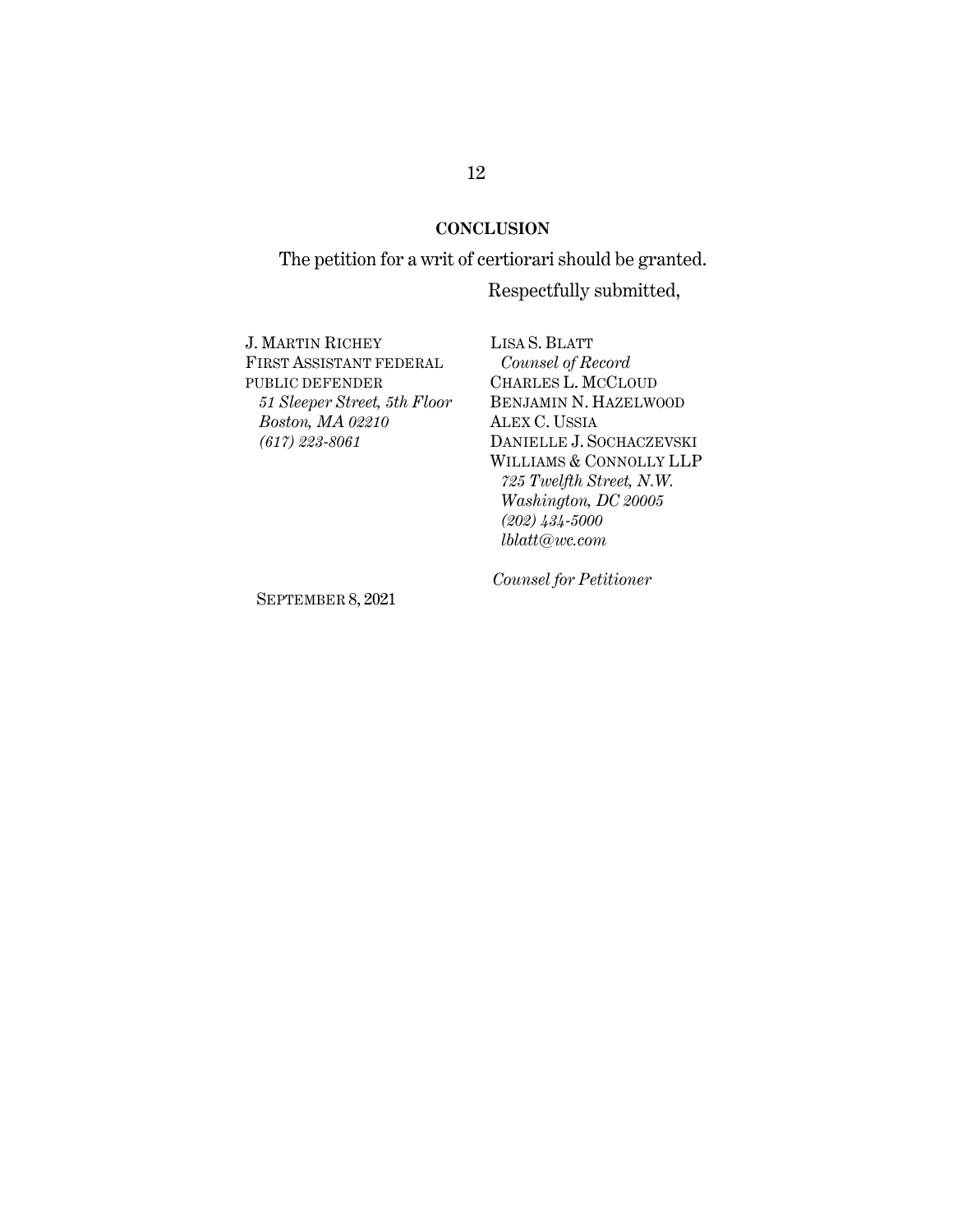## CONCLUSION

The petition for a writ of certiorari should be granted.

Respectfully submitted,

J. MARTIN RICHEY
FIRST ASSISTANT FEDERAL PUBLIC DEFENDER
*51 Sleeper Street, 5th Floor*
*Boston, MA 02210*
*(617) 223-8061*

LISA S. BLATT
*Counsel of Record*
CHARLES L. MCCLOUD
BENJAMIN N. HAZELWOOD
ALEX C. USSIA
DANIELLE J. SOCHACZEVSKI
WILLIAMS & CONNOLLY LLP
*725 Twelfth Street, N.W.*
*Washington, DC 20005*
*(202) 434-5000*
*lblatt@wc.com*

*Counsel for Petitioner*

SEPTEMBER 8, 2021